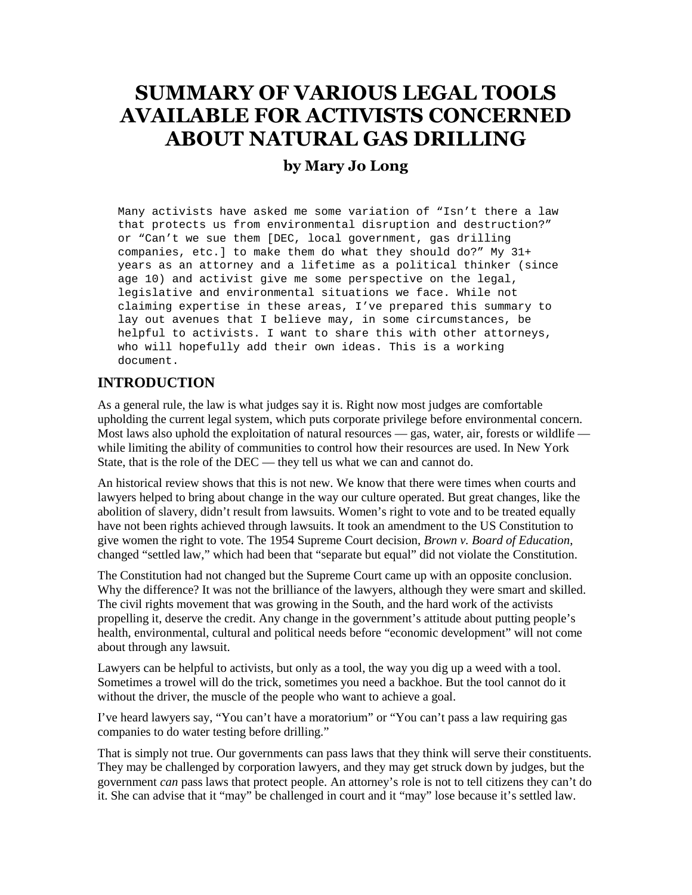# SUMMARY OF VARIOUS LEGAL TOOLS AVAILABLE FOR ACTIVISTS CONCERNED ABOUT NATURAL GAS DRILLING

## by Mary Jo Long

```
Many activists have asked me some variation of "Isn't there a law
that protects us from environmental disruption and destruction?"
or "Can't we sue them [DEC, local government, gas drilling
companies, etc.] to make them do what they should do?" My 31+
years as an attorney and a lifetime as a political thinker (since
age 10) and activist give me some perspective on the legal,
legislative and environmental situations we face. While not
claiming expertise in these areas, I've prepared this summary to
lay out avenues that I believe may, in some circumstances, be
helpful to activists. I want to share this with other attorneys,
who will hopefully add their own ideas. This is a working
document.
```

## INTRODUCTION

As a general rule, the law is what judges say it is. Right now most judges are comfortable upholding the current legal system, which puts corporate privilege before environmental concern. Most laws also uphold the exploitation of natural resources — gas, water, air, forests or wildlife — while limiting the ability of communities to control how their resources are used. In New York State, that is the role of the DEC — they tell us what we can and cannot do.

An historical review shows that this is not new. We know that there were times when courts and lawyers helped to bring about change in the way our culture operated. But great changes, like the abolition of slavery, didn't result from lawsuits. Women's right to vote and to be treated equally have not been rights achieved through lawsuits. It took an amendment to the US Constitution to give women the right to vote. The 1954 Supreme Court decision, *Brown v. Board of Education*, changed "settled law," which had been that "separate but equal" did not violate the Constitution.

The Constitution had not changed but the Supreme Court came up with an opposite conclusion. Why the difference? It was not the brilliance of the lawyers, although they were smart and skilled. The civil rights movement that was growing in the South, and the hard work of the activists propelling it, deserve the credit. Any change in the government's attitude about putting people's health, environmental, cultural and political needs before "economic development" will not come about through any lawsuit.

Lawyers can be helpful to activists, but only as a tool, the way you dig up a weed with a tool. Sometimes a trowel will do the trick, sometimes you need a backhoe. But the tool cannot do it without the driver, the muscle of the people who want to achieve a goal.

I've heard lawyers say, "You can't have a moratorium" or "You can't pass a law requiring gas companies to do water testing before drilling."

That is simply not true. Our governments can pass laws that they think will serve their constituents. They may be challenged by corporation lawyers, and they may get struck down by judges, but the government *can* pass laws that protect people. An attorney's role is not to tell citizens they can't do it. She can advise that it "may" be challenged in court and it "may" lose because it's settled law.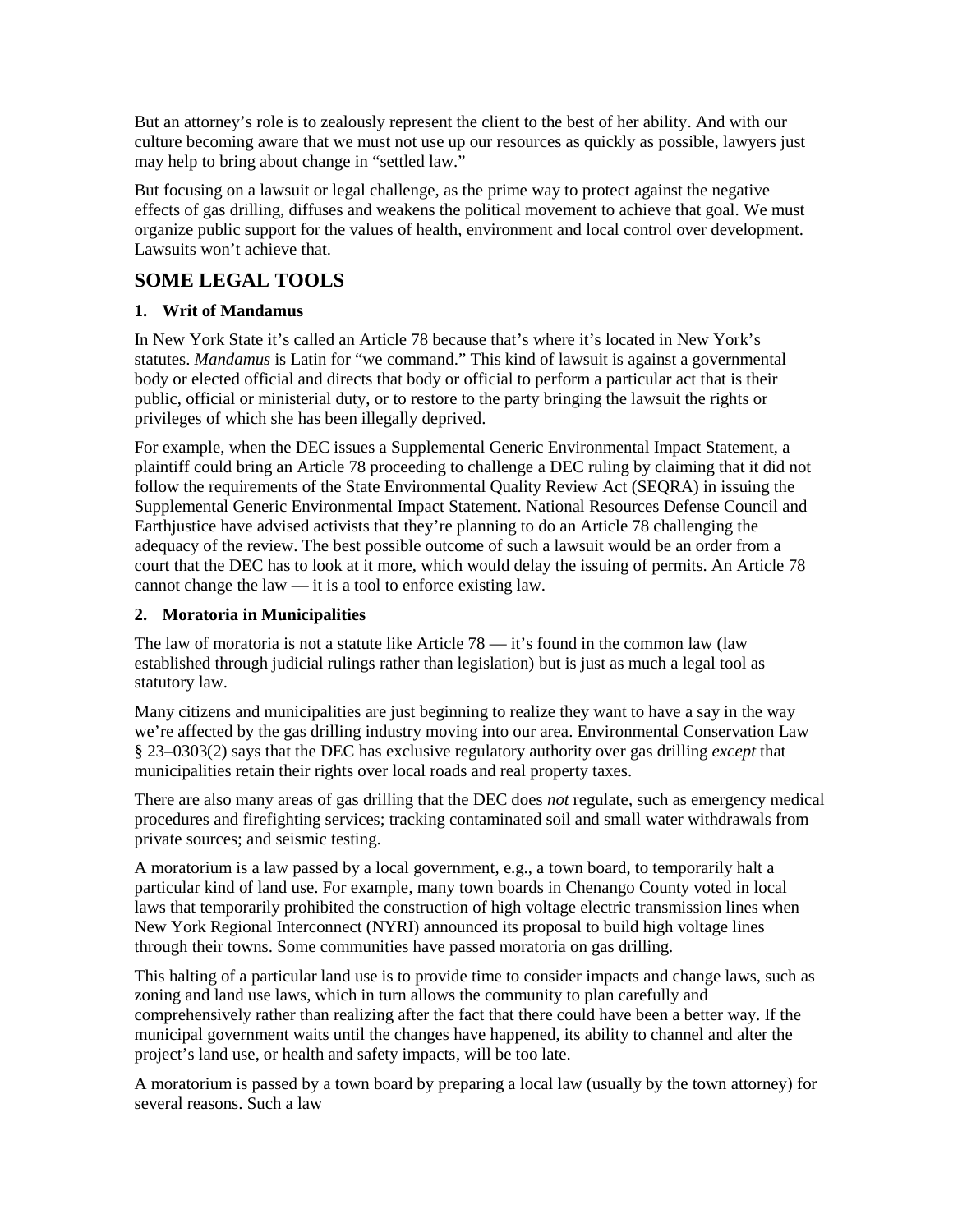But an attorney's role is to zealously represent the client to the best of her ability. And with our culture becoming aware that we must not use up our resources as quickly as possible, lawyers just may help to bring about change in "settled law."

But focusing on a lawsuit or legal challenge, as the prime way to protect against the negative effects of gas drilling, diffuses and weakens the political movement to achieve that goal. We must organize public support for the values of health, environment and local control over development. Lawsuits won't achieve that.

## SOME LEGAL TOOLS

### 1. Writ of Mandamus

In New York State it's called an Article 78 because that's where it's located in New York's statutes. *Mandamus* is Latin for "we command." This kind of lawsuit is against a governmental body or elected official and directs that body or official to perform a particular act that is their public, official or ministerial duty, or to restore to the party bringing the lawsuit the rights or privileges of which she has been illegally deprived.

For example, when the DEC issues a Supplemental Generic Environmental Impact Statement, a plaintiff could bring an Article 78 proceeding to challenge a DEC ruling by claiming that it did not follow the requirements of the State Environmental Quality Review Act (SEQRA) in issuing the Supplemental Generic Environmental Impact Statement. National Resources Defense Council and Earthjustice have advised activists that they're planning to do an Article 78 challenging the adequacy of the review. The best possible outcome of such a lawsuit would be an order from a court that the DEC has to look at it more, which would delay the issuing of permits. An Article 78 cannot change the law — it is a tool to enforce existing law.

### 2. Moratoria in Municipalities

The law of moratoria is not a statute like Article 78 — it's found in the common law (law established through judicial rulings rather than legislation) but is just as much a legal tool as statutory law.

Many citizens and municipalities are just beginning to realize they want to have a say in the way we're affected by the gas drilling industry moving into our area. Environmental Conservation Law § 23–0303(2) says that the DEC has exclusive regulatory authority over gas drilling *except* that municipalities retain their rights over local roads and real property taxes.

There are also many areas of gas drilling that the DEC does *not* regulate, such as emergency medical procedures and firefighting services; tracking contaminated soil and small water withdrawals from private sources; and seismic testing.

A moratorium is a law passed by a local government, e.g., a town board, to temporarily halt a particular kind of land use. For example, many town boards in Chenango County voted in local laws that temporarily prohibited the construction of high voltage electric transmission lines when New York Regional Interconnect (NYRI) announced its proposal to build high voltage lines through their towns. Some communities have passed moratoria on gas drilling.

This halting of a particular land use is to provide time to consider impacts and change laws, such as zoning and land use laws, which in turn allows the community to plan carefully and comprehensively rather than realizing after the fact that there could have been a better way. If the municipal government waits until the changes have happened, its ability to channel and alter the project's land use, or health and safety impacts, will be too late.

A moratorium is passed by a town board by preparing a local law (usually by the town attorney) for several reasons. Such a law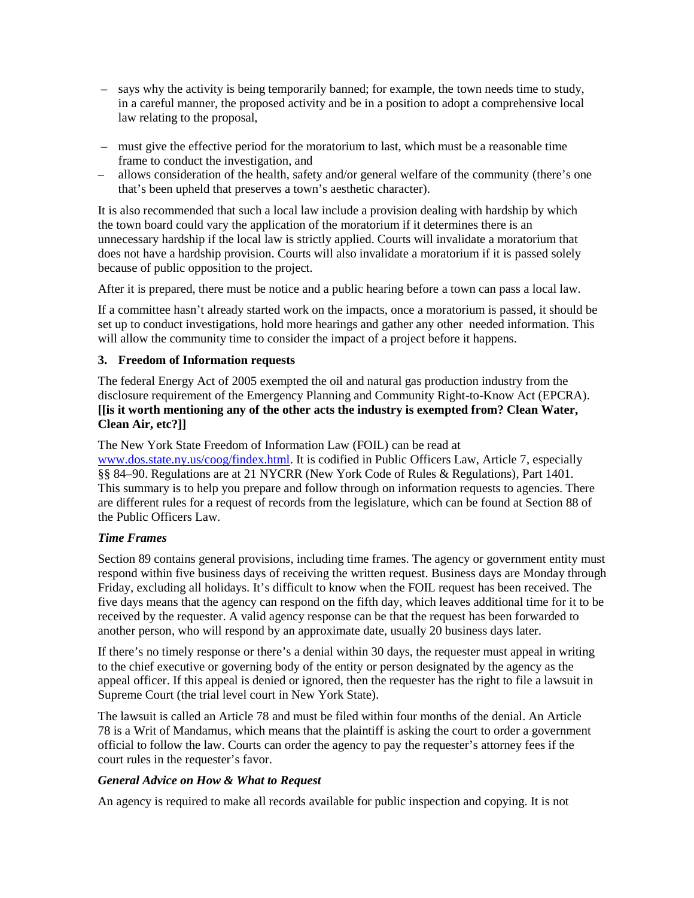– says why the activity is being temporarily banned; for example, the town needs time to study, in a careful manner, the proposed activity and be in a position to adopt a comprehensive local law relating to the proposal,

– must give the effective period for the moratorium to last, which must be a reasonable time frame to conduct the investigation, and

– allows consideration of the health, safety and/or general welfare of the community (there's one that's been upheld that preserves a town's aesthetic character).

It is also recommended that such a local law include a provision dealing with hardship by which the town board could vary the application of the moratorium if it determines there is an unnecessary hardship if the local law is strictly applied. Courts will invalidate a moratorium that does not have a hardship provision. Courts will also invalidate a moratorium if it is passed solely because of public opposition to the project.

After it is prepared, there must be notice and a public hearing before a town can pass a local law.

If a committee hasn't already started work on the impacts, once a moratorium is passed, it should be set up to conduct investigations, hold more hearings and gather any other needed information. This will allow the community time to consider the impact of a project before it happens.

### 3. Freedom of Information requests

The federal Energy Act of 2005 exempted the oil and natural gas production industry from the disclosure requirement of the Emergency Planning and Community Right-to-Know Act (EPCRA). **[[is it worth mentioning any of the other acts the industry is exempted from? Clean Water, Clean Air, etc?]]**

The New York State Freedom of Information Law (FOIL) can be read at www.dos.state.ny.us/coog/findex.html. It is codified in Public Officers Law, Article 7, especially §§ 84–90. Regulations are at 21 NYCRR (New York Code of Rules & Regulations), Part 1401. This summary is to help you prepare and follow through on information requests to agencies. There are different rules for a request of records from the legislature, which can be found at Section 88 of the Public Officers Law.

#### *Time Frames*

Section 89 contains general provisions, including time frames. The agency or government entity must respond within five business days of receiving the written request. Business days are Monday through Friday, excluding all holidays. It's difficult to know when the FOIL request has been received. The five days means that the agency can respond on the fifth day, which leaves additional time for it to be received by the requester. A valid agency response can be that the request has been forwarded to another person, who will respond by an approximate date, usually 20 business days later.

If there's no timely response or there's a denial within 30 days, the requester must appeal in writing to the chief executive or governing body of the entity or person designated by the agency as the appeal officer. If this appeal is denied or ignored, then the requester has the right to file a lawsuit in Supreme Court (the trial level court in New York State).

The lawsuit is called an Article 78 and must be filed within four months of the denial. An Article 78 is a Writ of Mandamus, which means that the plaintiff is asking the court to order a government official to follow the law. Courts can order the agency to pay the requester's attorney fees if the court rules in the requester's favor.

#### *General Advice on How & What to Request*

An agency is required to make all records available for public inspection and copying. It is not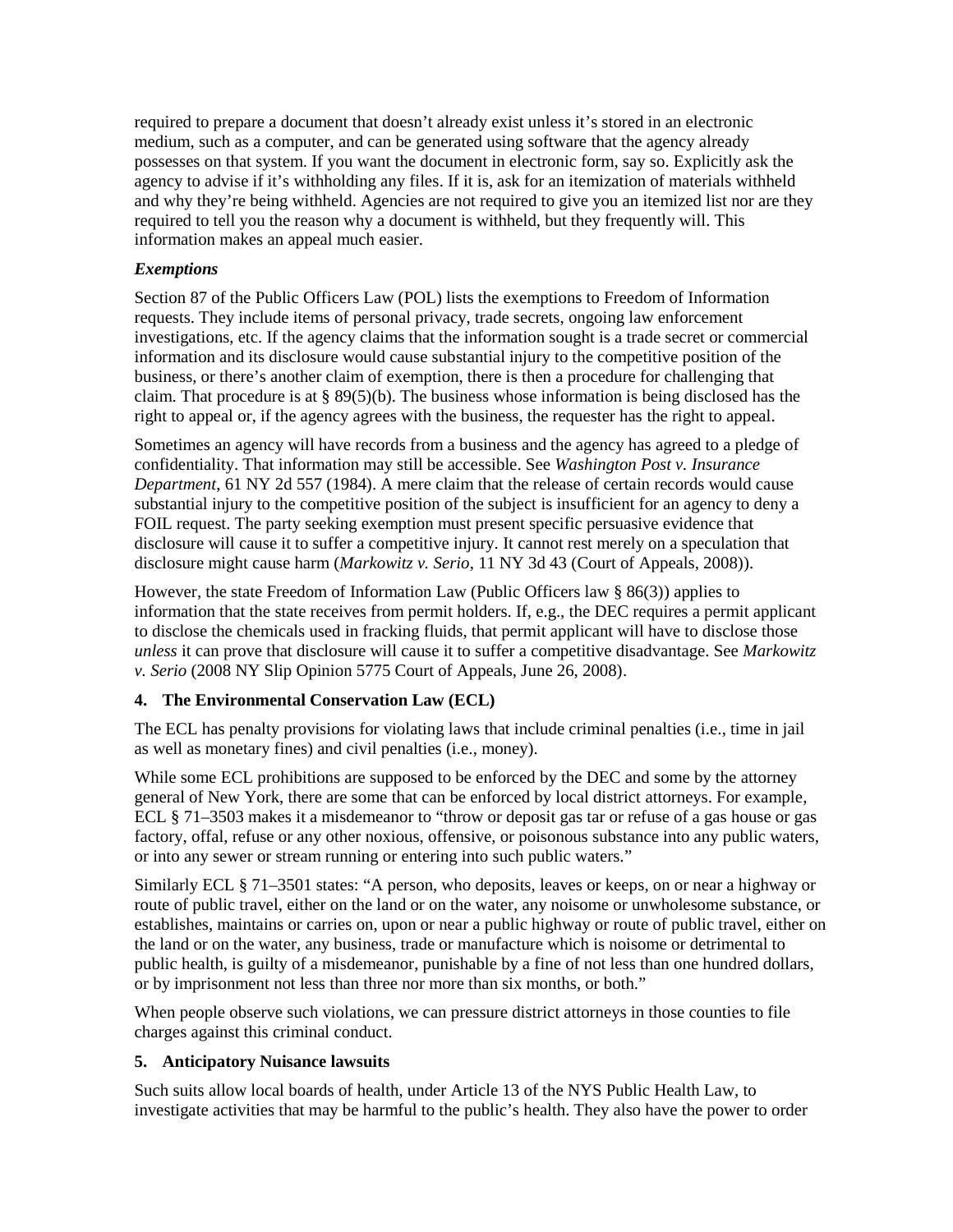required to prepare a document that doesn't already exist unless it's stored in an electronic medium, such as a computer, and can be generated using software that the agency already possesses on that system. If you want the document in electronic form, say so. Explicitly ask the agency to advise if it's withholding any files. If it is, ask for an itemization of materials withheld and why they're being withheld. Agencies are not required to give you an itemized list nor are they required to tell you the reason why a document is withheld, but they frequently will. This information makes an appeal much easier.

***Exemptions***

Section 87 of the Public Officers Law (POL) lists the exemptions to Freedom of Information requests. They include items of personal privacy, trade secrets, ongoing law enforcement investigations, etc. If the agency claims that the information sought is a trade secret or commercial information and its disclosure would cause substantial injury to the competitive position of the business, or there's another claim of exemption, there is then a procedure for challenging that claim. That procedure is at § 89(5)(b). The business whose information is being disclosed has the right to appeal or, if the agency agrees with the business, the requester has the right to appeal.

Sometimes an agency will have records from a business and the agency has agreed to a pledge of confidentiality. That information may still be accessible. See *Washington Post v. Insurance Department*, 61 NY 2d 557 (1984). A mere claim that the release of certain records would cause substantial injury to the competitive position of the subject is insufficient for an agency to deny a FOIL request. The party seeking exemption must present specific persuasive evidence that disclosure will cause it to suffer a competitive injury. It cannot rest merely on a speculation that disclosure might cause harm (*Markowitz v. Serio*, 11 NY 3d 43 (Court of Appeals, 2008)).

However, the state Freedom of Information Law (Public Officers law § 86(3)) applies to information that the state receives from permit holders. If, e.g., the DEC requires a permit applicant to disclose the chemicals used in fracking fluids, that permit applicant will have to disclose those *unless* it can prove that disclosure will cause it to suffer a competitive disadvantage. See *Markowitz v. Serio* (2008 NY Slip Opinion 5775 Court of Appeals, June 26, 2008).

**4. The Environmental Conservation Law (ECL)**

The ECL has penalty provisions for violating laws that include criminal penalties (i.e., time in jail as well as monetary fines) and civil penalties (i.e., money).

While some ECL prohibitions are supposed to be enforced by the DEC and some by the attorney general of New York, there are some that can be enforced by local district attorneys. For example, ECL § 71–3503 makes it a misdemeanor to "throw or deposit gas tar or refuse of a gas house or gas factory, offal, refuse or any other noxious, offensive, or poisonous substance into any public waters, or into any sewer or stream running or entering into such public waters."

Similarly ECL § 71–3501 states: "A person, who deposits, leaves or keeps, on or near a highway or route of public travel, either on the land or on the water, any noisome or unwholesome substance, or establishes, maintains or carries on, upon or near a public highway or route of public travel, either on the land or on the water, any business, trade or manufacture which is noisome or detrimental to public health, is guilty of a misdemeanor, punishable by a fine of not less than one hundred dollars, or by imprisonment not less than three nor more than six months, or both."

When people observe such violations, we can pressure district attorneys in those counties to file charges against this criminal conduct.

**5. Anticipatory Nuisance lawsuits**

Such suits allow local boards of health, under Article 13 of the NYS Public Health Law, to investigate activities that may be harmful to the public's health. They also have the power to order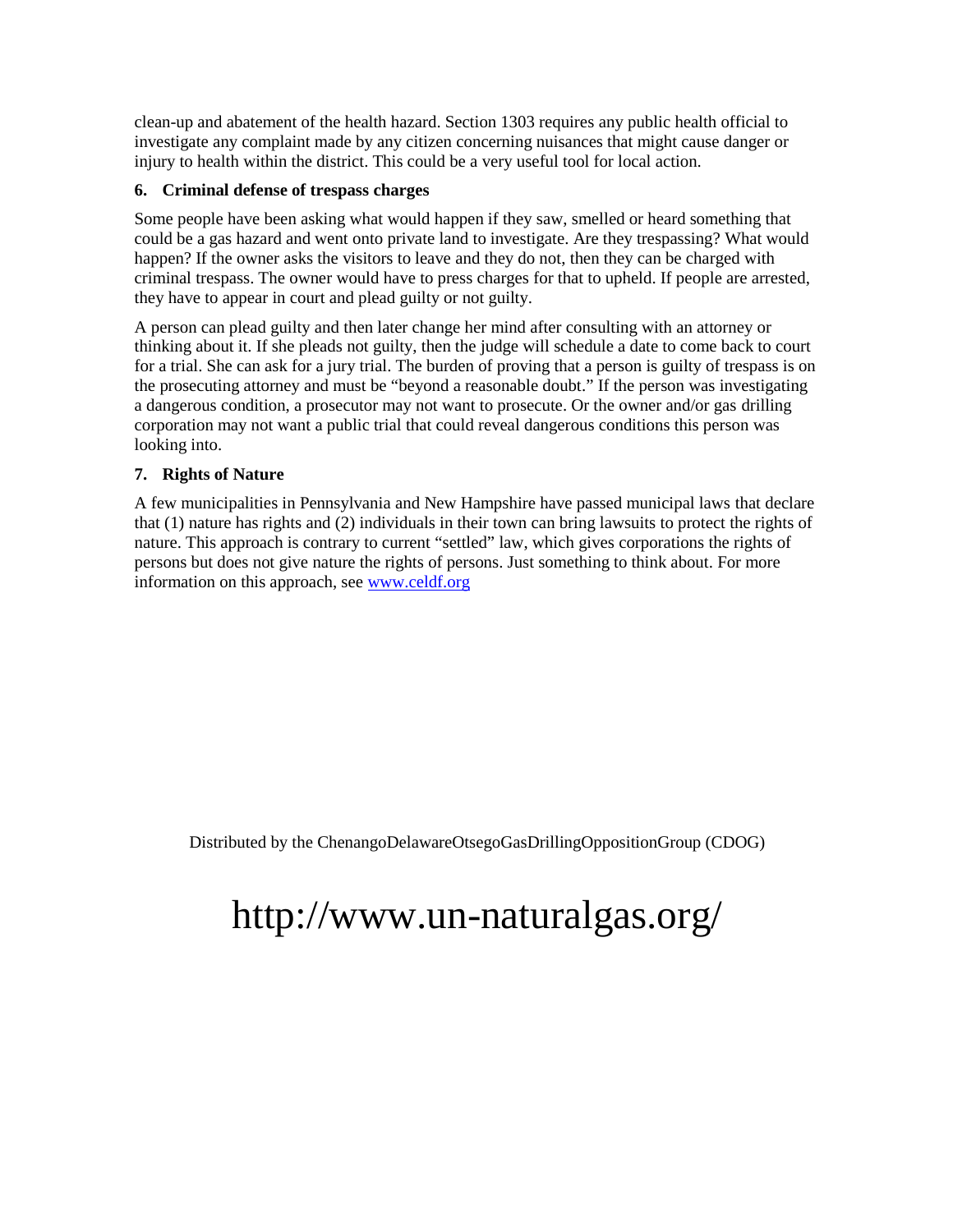clean-up and abatement of the health hazard. Section 1303 requires any public health official to investigate any complaint made by any citizen concerning nuisances that might cause danger or injury to health within the district. This could be a very useful tool for local action.

### 6. Criminal defense of trespass charges

Some people have been asking what would happen if they saw, smelled or heard something that could be a gas hazard and went onto private land to investigate. Are they trespassing? What would happen? If the owner asks the visitors to leave and they do not, then they can be charged with criminal trespass. The owner would have to press charges for that to upheld. If people are arrested, they have to appear in court and plead guilty or not guilty.

A person can plead guilty and then later change her mind after consulting with an attorney or thinking about it. If she pleads not guilty, then the judge will schedule a date to come back to court for a trial. She can ask for a jury trial. The burden of proving that a person is guilty of trespass is on the prosecuting attorney and must be "beyond a reasonable doubt." If the person was investigating a dangerous condition, a prosecutor may not want to prosecute. Or the owner and/or gas drilling corporation may not want a public trial that could reveal dangerous conditions this person was looking into.

### 7. Rights of Nature

A few municipalities in Pennsylvania and New Hampshire have passed municipal laws that declare that (1) nature has rights and (2) individuals in their town can bring lawsuits to protect the rights of nature. This approach is contrary to current "settled" law, which gives corporations the rights of persons but does not give nature the rights of persons. Just something to think about. For more information on this approach, see www.celdf.org

Distributed by the ChenangoDelawareOtsegoGasDrillingOppositionGroup (CDOG)

# http://www.un-naturalgas.org/